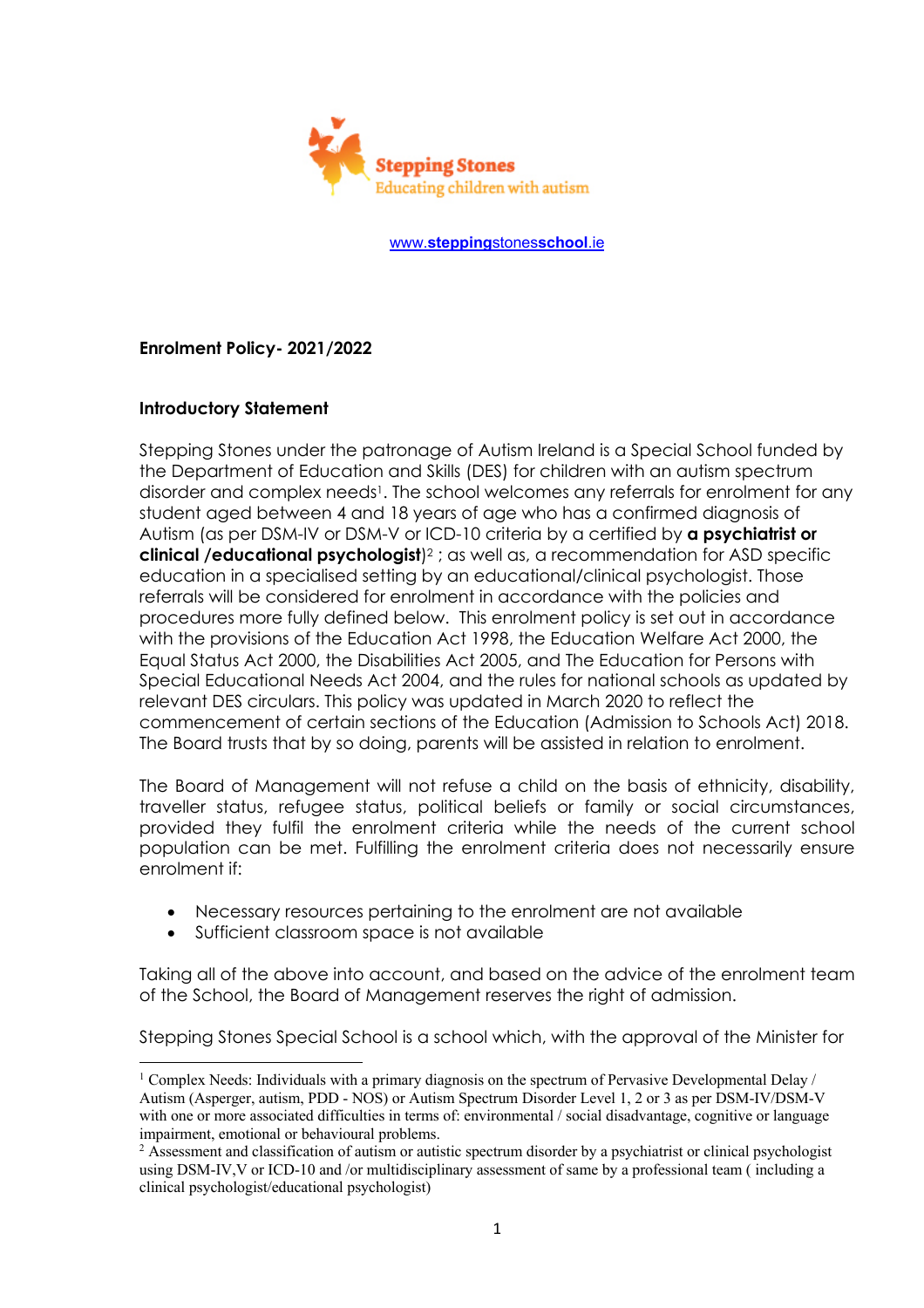Stepping Stones

Educating children with autism

www.steppingstonesschool.ie

**Enrolment Policy- 2021/2022**

**Introductory Statement**

Stepping Stones under the patronage of Autism Ireland is a Special School funded by the Department of Education and Skills (DES) for children with an autism spectrum disorder and complex needs[1]. The school welcomes any referrals for enrolment for any student aged between 4 and 18 years of age who has a confirmed diagnosis of Autism (as per DSM-IV or DSM-V or ICD-10 criteria by a certified by **a psychiatrist or clinical /educational psychologist**)[2] ; as well as, a recommendation for ASD specific education in a specialised setting by an educational/clinical psychologist. Those referrals will be considered for enrolment in accordance with the policies and procedures more fully defined below. This enrolment policy is set out in accordance with the provisions of the Education Act 1998, the Education Welfare Act 2000, the Equal Status Act 2000, the Disabilities Act 2005, and The Education for Persons with Special Educational Needs Act 2004, and the rules for national schools as updated by relevant DES circulars. This policy was updated in March 2020 to reflect the commencement of certain sections of the Education (Admission to Schools Act) 2018. The Board trusts that by so doing, parents will be assisted in relation to enrolment.

The Board of Management will not refuse a child on the basis of ethnicity, disability, traveller status, refugee status, political beliefs or family or social circumstances, provided they fulfil the enrolment criteria while the needs of the current school population can be met. Fulfilling the enrolment criteria does not necessarily ensure enrolment if:

- Necessary resources pertaining to the enrolment are not available
- Sufficient classroom space is not available

Taking all of the above into account, and based on the advice of the enrolment team of the School, the Board of Management reserves the right of admission.

Stepping Stones Special School is a school which, with the approval of the Minister for

---

[1] Complex Needs: Individuals with a primary diagnosis on the spectrum of Pervasive Developmental Delay / Autism (Asperger, autism, PDD - NOS) or Autism Spectrum Disorder Level 1, 2 or 3 as per DSM-IV/DSM-V with one or more associated difficulties in terms of: environmental / social disadvantage, cognitive or language impairment, emotional or behavioural problems.

[2] Assessment and classification of autism or autistic spectrum disorder by a psychiatrist or clinical psychologist using DSM-IV,V or ICD-10 and /or multidisciplinary assessment of same by a professional team ( including a clinical psychologist/educational psychologist)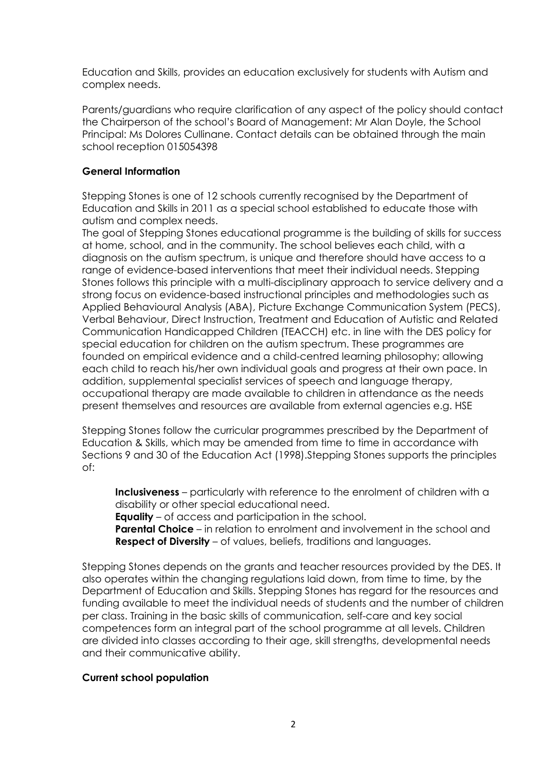Education and Skills, provides an education exclusively for students with Autism and complex needs.

Parents/guardians who require clarification of any aspect of the policy should contact the Chairperson of the school's Board of Management: Mr Alan Doyle, the School Principal: Ms Dolores Cullinane. Contact details can be obtained through the main school reception 015054398

**General Information**

Stepping Stones is one of 12 schools currently recognised by the Department of Education and Skills in 2011 as a special school established to educate those with autism and complex needs.
The goal of Stepping Stones educational programme is the building of skills for success at home, school, and in the community. The school believes each child, with a diagnosis on the autism spectrum, is unique and therefore should have access to a range of evidence-based interventions that meet their individual needs. Stepping Stones follows this principle with a multi-disciplinary approach to service delivery and a strong focus on evidence-based instructional principles and methodologies such as Applied Behavioural Analysis (ABA), Picture Exchange Communication System (PECS), Verbal Behaviour, Direct Instruction, Treatment and Education of Autistic and Related Communication Handicapped Children (TEACCH) etc. in line with the DES policy for special education for children on the autism spectrum. These programmes are founded on empirical evidence and a child-centred learning philosophy; allowing each child to reach his/her own individual goals and progress at their own pace. In addition, supplemental specialist services of speech and language therapy, occupational therapy are made available to children in attendance as the needs present themselves and resources are available from external agencies e.g. HSE

Stepping Stones follow the curricular programmes prescribed by the Department of Education & Skills, which may be amended from time to time in accordance with Sections 9 and 30 of the Education Act (1998).Stepping Stones supports the principles of:

> **Inclusiveness** – particularly with reference to the enrolment of children with a disability or other special educational need.
> **Equality** – of access and participation in the school.
> **Parental Choice** – in relation to enrolment and involvement in the school and
> **Respect of Diversity** – of values, beliefs, traditions and languages.

Stepping Stones depends on the grants and teacher resources provided by the DES. It also operates within the changing regulations laid down, from time to time, by the Department of Education and Skills. Stepping Stones has regard for the resources and funding available to meet the individual needs of students and the number of children per class. Training in the basic skills of communication, self-care and key social competences form an integral part of the school programme at all levels. Children are divided into classes according to their age, skill strengths, developmental needs and their communicative ability.

**Current school population**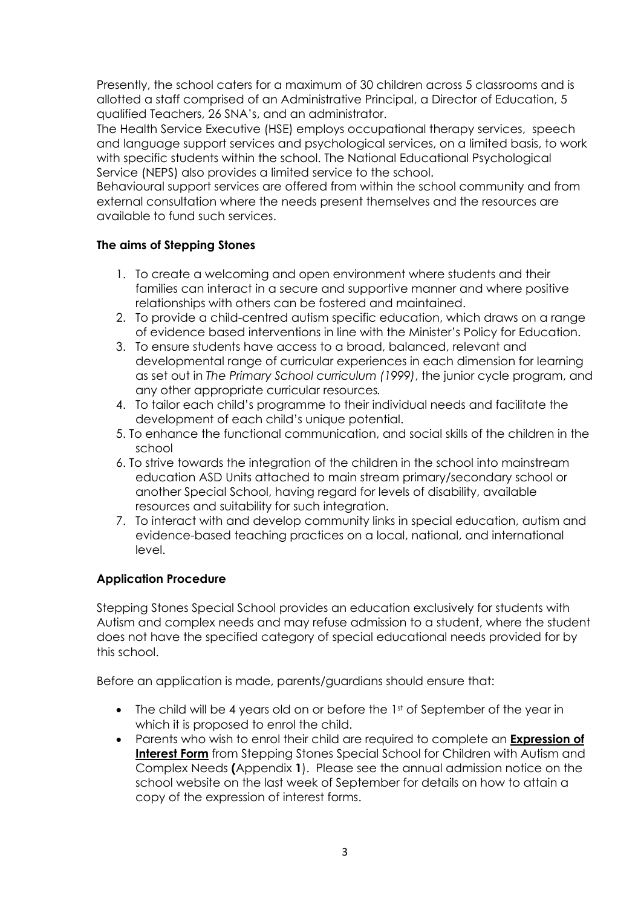Presently, the school caters for a maximum of 30 children across 5 classrooms and is allotted a staff comprised of an Administrative Principal, a Director of Education, 5 qualified Teachers, 26 SNA's, and an administrator.

The Health Service Executive (HSE) employs occupational therapy services, speech and language support services and psychological services, on a limited basis, to work with specific students within the school. The National Educational Psychological Service (NEPS) also provides a limited service to the school.

Behavioural support services are offered from within the school community and from external consultation where the needs present themselves and the resources are available to fund such services.

**The aims of Stepping Stones**

1. To create a welcoming and open environment where students and their families can interact in a secure and supportive manner and where positive relationships with others can be fostered and maintained.
2. To provide a child-centred autism specific education, which draws on a range of evidence based interventions in line with the Minister's Policy for Education.
3. To ensure students have access to a broad, balanced, relevant and developmental range of curricular experiences in each dimension for learning as set out in *The Primary School curriculum (1999)*, the junior cycle program, and any other appropriate curricular resources*.*
4. To tailor each child's programme to their individual needs and facilitate the development of each child's unique potential.
5. To enhance the functional communication, and social skills of the children in the school
6. To strive towards the integration of the children in the school into mainstream education ASD Units attached to main stream primary/secondary school or another Special School, having regard for levels of disability, available resources and suitability for such integration.
7. To interact with and develop community links in special education, autism and evidence-based teaching practices on a local, national, and international level.

**Application Procedure**

Stepping Stones Special School provides an education exclusively for students with Autism and complex needs and may refuse admission to a student, where the student does not have the specified category of special educational needs provided for by this school.

Before an application is made, parents/guardians should ensure that:

- The child will be 4 years old on or before the 1st of September of the year in which it is proposed to enrol the child.
- Parents who wish to enrol their child are required to complete an **Expression of Interest Form** from Stepping Stones Special School for Children with Autism and Complex Needs **(**Appendix **1**). Please see the annual admission notice on the school website on the last week of September for details on how to attain a copy of the expression of interest forms.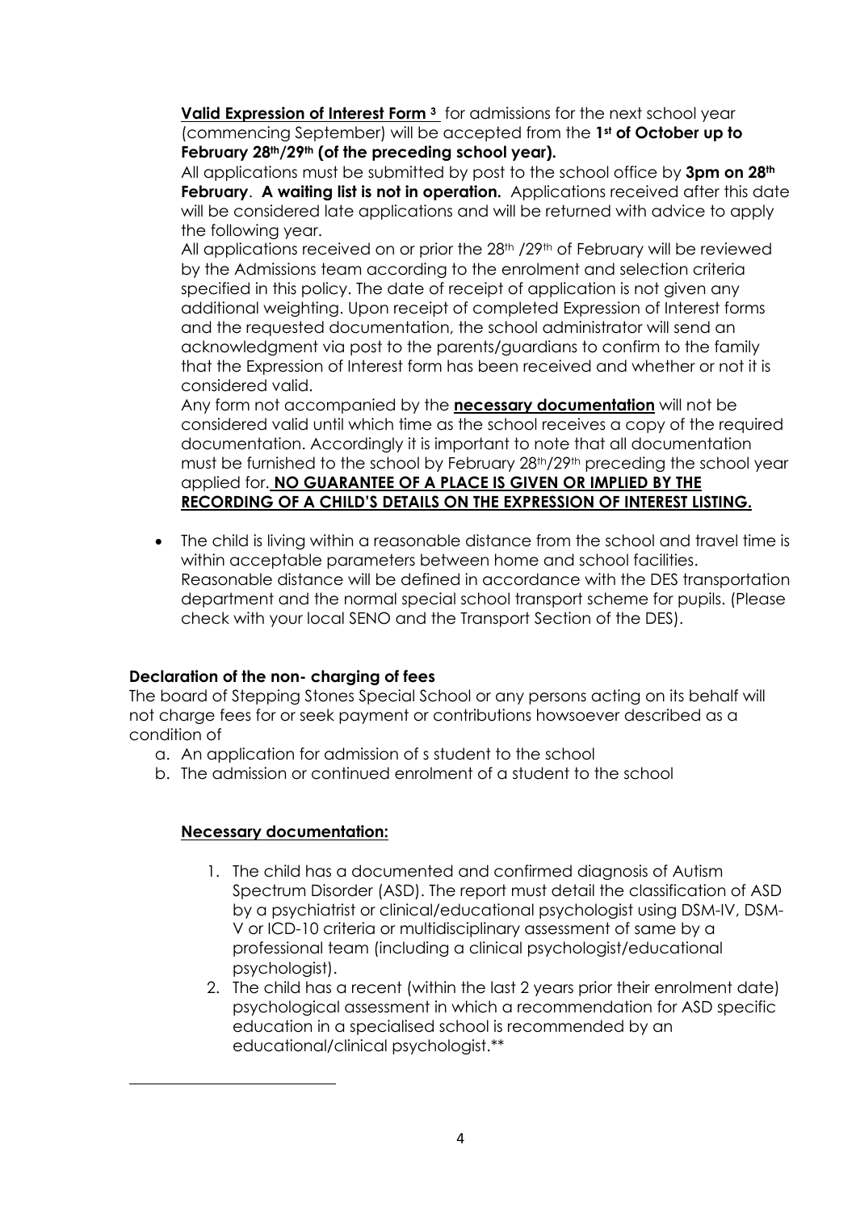**Valid Expression of Interest Form [3]** for admissions for the next school year (commencing September) will be accepted from the **1st of October up to February 28th/29th (of the preceding school year).**
All applications must be submitted by post to the school office by **3pm on 28th February**. **A waiting list is not in operation.** Applications received after this date will be considered late applications and will be returned with advice to apply the following year.
All applications received on or prior the 28th /29th of February will be reviewed by the Admissions team according to the enrolment and selection criteria specified in this policy. The date of receipt of application is not given any additional weighting. Upon receipt of completed Expression of Interest forms and the requested documentation, the school administrator will send an acknowledgment via post to the parents/guardians to confirm to the family that the Expression of Interest form has been received and whether or not it is considered valid.
Any form not accompanied by the **necessary documentation** will not be considered valid until which time as the school receives a copy of the required documentation. Accordingly it is important to note that all documentation must be furnished to the school by February 28th/29th preceding the school year applied for. **NO GUARANTEE OF A PLACE IS GIVEN OR IMPLIED BY THE RECORDING OF A CHILD'S DETAILS ON THE EXPRESSION OF INTEREST LISTING.**

- The child is living within a reasonable distance from the school and travel time is within acceptable parameters between home and school facilities. Reasonable distance will be defined in accordance with the DES transportation department and the normal special school transport scheme for pupils. (Please check with your local SENO and the Transport Section of the DES).

**Declaration of the non- charging of fees**
The board of Stepping Stones Special School or any persons acting on its behalf will not charge fees for or seek payment or contributions howsoever described as a condition of

a. An application for admission of s student to the school
b. The admission or continued enrolment of a student to the school

**Necessary documentation:**

1. The child has a documented and confirmed diagnosis of Autism Spectrum Disorder (ASD). The report must detail the classification of ASD by a psychiatrist or clinical/educational psychologist using DSM-IV, DSM-V or ICD-10 criteria or multidisciplinary assessment of same by a professional team (including a clinical psychologist/educational psychologist).
2. The child has a recent (within the last 2 years prior their enrolment date) psychological assessment in which a recommendation for ASD specific education in a specialised school is recommended by an educational/clinical psychologist.**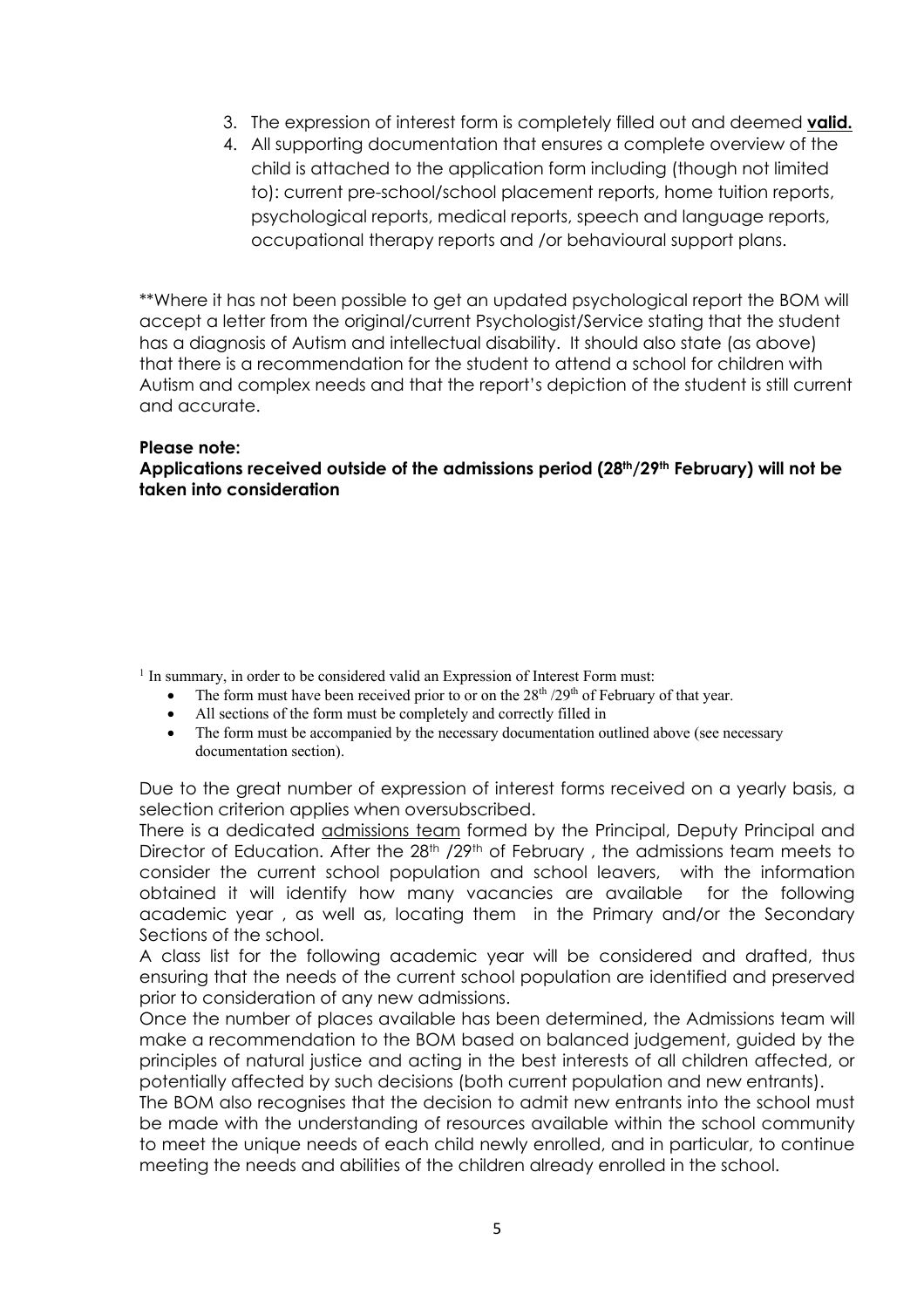3. The expression of interest form is completely filled out and deemed **valid.**
4. All supporting documentation that ensures a complete overview of the child is attached to the application form including (though not limited to): current pre-school/school placement reports, home tuition reports, psychological reports, medical reports, speech and language reports, occupational therapy reports and /or behavioural support plans.

**Where it has not been possible to get an updated psychological report the BOM will accept a letter from the original/current Psychologist/Service stating that the student has a diagnosis of Autism and intellectual disability. It should also state (as above) that there is a recommendation for the student to attend a school for children with Autism and complex needs and that the report's depiction of the student is still current and accurate.

**Please note:**
**Applications received outside of the admissions period (28th/29th February) will not be taken into consideration**

[1] In summary, in order to be considered valid an Expression of Interest Form must:

- The form must have been received prior to or on the 28th /29th of February of that year.
- All sections of the form must be completely and correctly filled in
- The form must be accompanied by the necessary documentation outlined above (see necessary documentation section).

Due to the great number of expression of interest forms received on a yearly basis, a selection criterion applies when oversubscribed.

There is a dedicated <u>admissions team</u> formed by the Principal, Deputy Principal and Director of Education. After the 28th /29th of February , the admissions team meets to consider the current school population and school leavers, with the information obtained it will identify how many vacancies are available for the following academic year , as well as, locating them in the Primary and/or the Secondary Sections of the school.

A class list for the following academic year will be considered and drafted, thus ensuring that the needs of the current school population are identified and preserved prior to consideration of any new admissions.

Once the number of places available has been determined, the Admissions team will make a recommendation to the BOM based on balanced judgement, guided by the principles of natural justice and acting in the best interests of all children affected, or potentially affected by such decisions (both current population and new entrants).

The BOM also recognises that the decision to admit new entrants into the school must be made with the understanding of resources available within the school community to meet the unique needs of each child newly enrolled, and in particular, to continue meeting the needs and abilities of the children already enrolled in the school.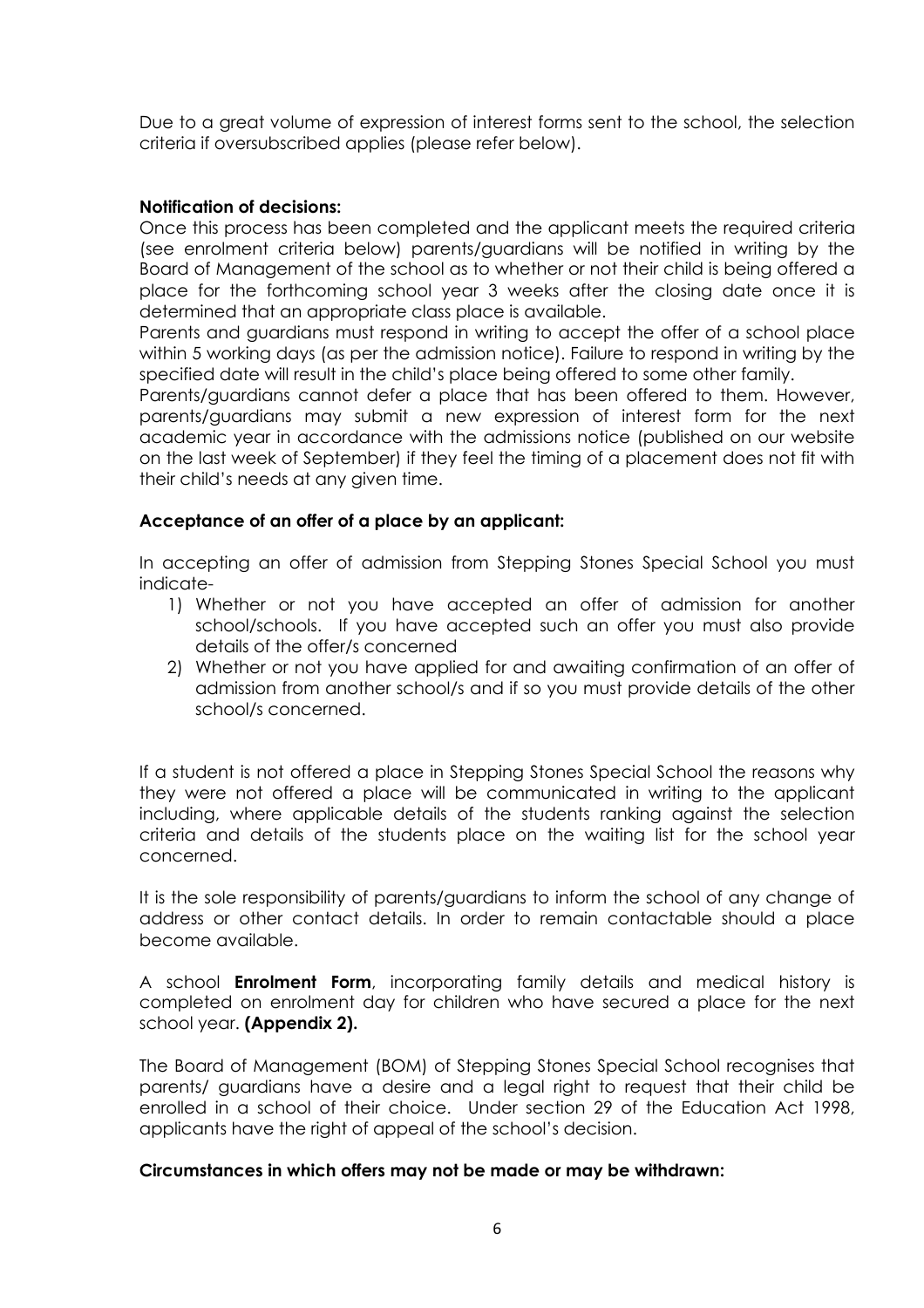Due to a great volume of expression of interest forms sent to the school, the selection criteria if oversubscribed applies (please refer below).

**Notification of decisions:**

Once this process has been completed and the applicant meets the required criteria (see enrolment criteria below) parents/guardians will be notified in writing by the Board of Management of the school as to whether or not their child is being offered a place for the forthcoming school year 3 weeks after the closing date once it is determined that an appropriate class place is available.

Parents and guardians must respond in writing to accept the offer of a school place within 5 working days (as per the admission notice). Failure to respond in writing by the specified date will result in the child's place being offered to some other family.

Parents/guardians cannot defer a place that has been offered to them. However, parents/guardians may submit a new expression of interest form for the next academic year in accordance with the admissions notice (published on our website on the last week of September) if they feel the timing of a placement does not fit with their child's needs at any given time.

**Acceptance of an offer of a place by an applicant:**

In accepting an offer of admission from Stepping Stones Special School you must indicate-

1) Whether or not you have accepted an offer of admission for another school/schools. If you have accepted such an offer you must also provide details of the offer/s concerned
2) Whether or not you have applied for and awaiting confirmation of an offer of admission from another school/s and if so you must provide details of the other school/s concerned.

If a student is not offered a place in Stepping Stones Special School the reasons why they were not offered a place will be communicated in writing to the applicant including, where applicable details of the students ranking against the selection criteria and details of the students place on the waiting list for the school year concerned.

It is the sole responsibility of parents/guardians to inform the school of any change of address or other contact details. In order to remain contactable should a place become available.

A school **Enrolment Form**, incorporating family details and medical history is completed on enrolment day for children who have secured a place for the next school year. **(Appendix 2).**

The Board of Management (BOM) of Stepping Stones Special School recognises that parents/ guardians have a desire and a legal right to request that their child be enrolled in a school of their choice. Under section 29 of the Education Act 1998, applicants have the right of appeal of the school's decision.

**Circumstances in which offers may not be made or may be withdrawn:**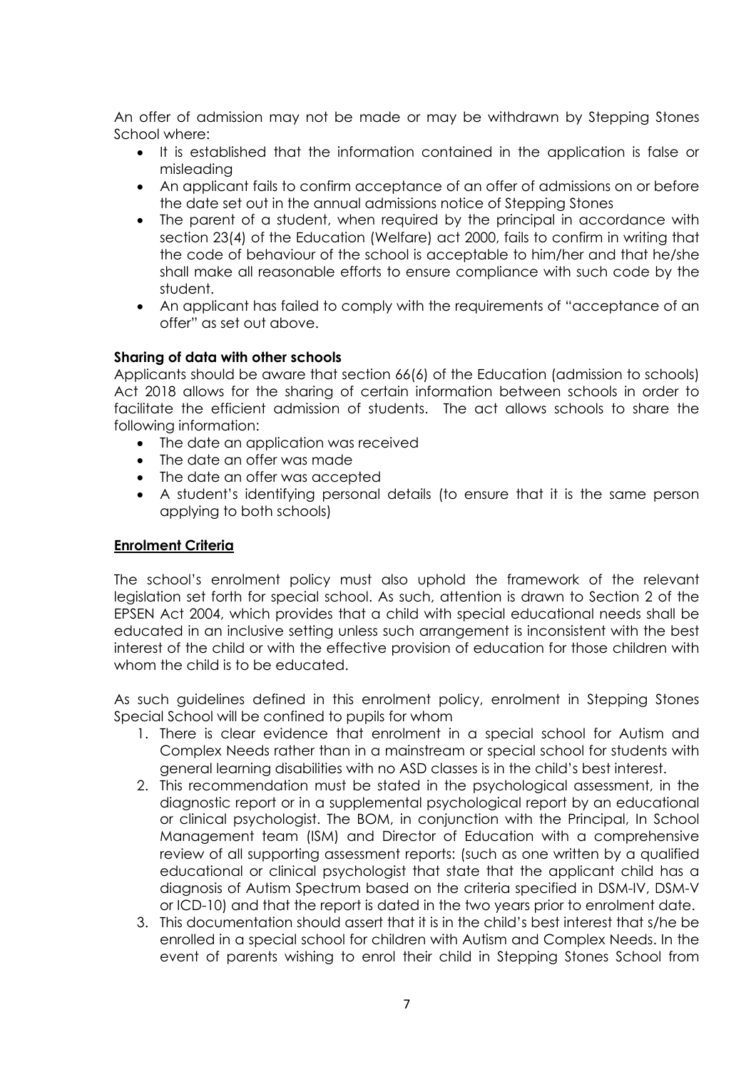An offer of admission may not be made or may be withdrawn by Stepping Stones School where:

- It is established that the information contained in the application is false or misleading
- An applicant fails to confirm acceptance of an offer of admissions on or before the date set out in the annual admissions notice of Stepping Stones
- The parent of a student, when required by the principal in accordance with section 23(4) of the Education (Welfare) act 2000, fails to confirm in writing that the code of behaviour of the school is acceptable to him/her and that he/she shall make all reasonable efforts to ensure compliance with such code by the student.
- An applicant has failed to comply with the requirements of "acceptance of an offer" as set out above.

**Sharing of data with other schools**

Applicants should be aware that section 66(6) of the Education (admission to schools) Act 2018 allows for the sharing of certain information between schools in order to facilitate the efficient admission of students. The act allows schools to share the following information:

- The date an application was received
- The date an offer was made
- The date an offer was accepted
- A student's identifying personal details (to ensure that it is the same person applying to both schools)

**Enrolment Criteria**

The school's enrolment policy must also uphold the framework of the relevant legislation set forth for special school. As such, attention is drawn to Section 2 of the EPSEN Act 2004, which provides that a child with special educational needs shall be educated in an inclusive setting unless such arrangement is inconsistent with the best interest of the child or with the effective provision of education for those children with whom the child is to be educated.

As such guidelines defined in this enrolment policy, enrolment in Stepping Stones Special School will be confined to pupils for whom

1. There is clear evidence that enrolment in a special school for Autism and Complex Needs rather than in a mainstream or special school for students with general learning disabilities with no ASD classes is in the child's best interest.
2. This recommendation must be stated in the psychological assessment, in the diagnostic report or in a supplemental psychological report by an educational or clinical psychologist. The BOM, in conjunction with the Principal, In School Management team (ISM) and Director of Education with a comprehensive review of all supporting assessment reports: (such as one written by a qualified educational or clinical psychologist that state that the applicant child has a diagnosis of Autism Spectrum based on the criteria specified in DSM-IV, DSM-V or ICD-10) and that the report is dated in the two years prior to enrolment date.
3. This documentation should assert that it is in the child's best interest that s/he be enrolled in a special school for children with Autism and Complex Needs. In the event of parents wishing to enrol their child in Stepping Stones School from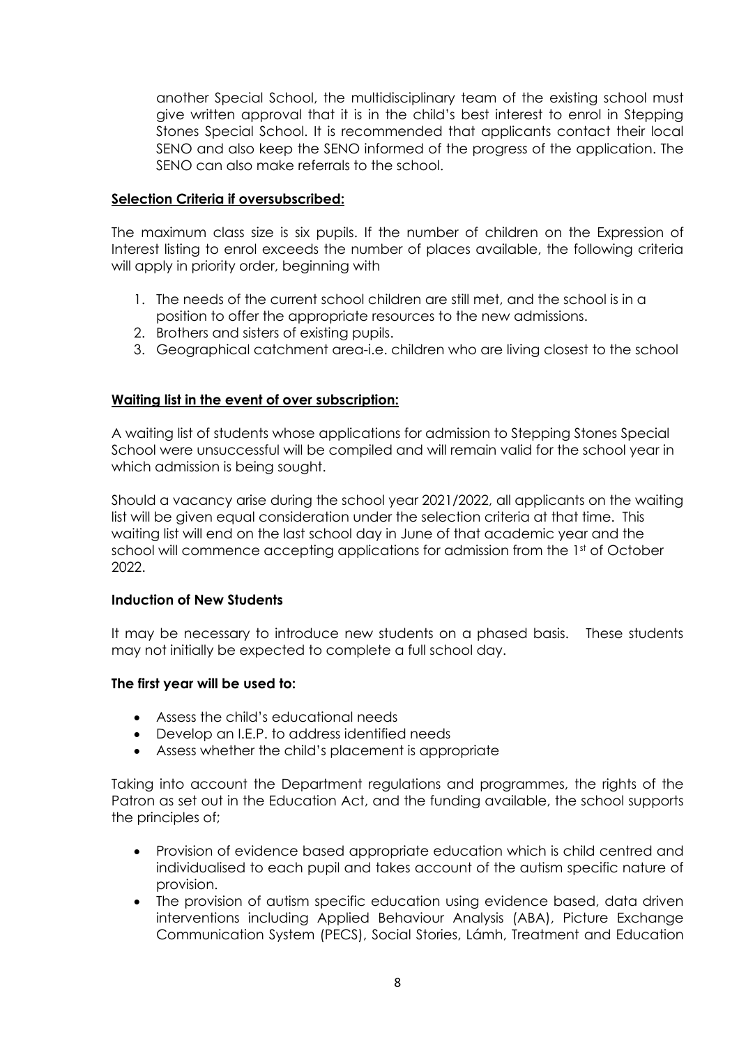another Special School, the multidisciplinary team of the existing school must give written approval that it is in the child's best interest to enrol in Stepping Stones Special School. It is recommended that applicants contact their local SENO and also keep the SENO informed of the progress of the application. The SENO can also make referrals to the school.

**Selection Criteria if oversubscribed:**

The maximum class size is six pupils. If the number of children on the Expression of Interest listing to enrol exceeds the number of places available, the following criteria will apply in priority order, beginning with

1. The needs of the current school children are still met, and the school is in a position to offer the appropriate resources to the new admissions.
2. Brothers and sisters of existing pupils.
3. Geographical catchment area-i.e. children who are living closest to the school

**Waiting list in the event of over subscription:**

A waiting list of students whose applications for admission to Stepping Stones Special School were unsuccessful will be compiled and will remain valid for the school year in which admission is being sought.

Should a vacancy arise during the school year 2021/2022, all applicants on the waiting list will be given equal consideration under the selection criteria at that time. This waiting list will end on the last school day in June of that academic year and the school will commence accepting applications for admission from the 1st of October 2022.

**Induction of New Students**

It may be necessary to introduce new students on a phased basis. These students may not initially be expected to complete a full school day.

**The first year will be used to:**

- Assess the child's educational needs
- Develop an I.E.P. to address identified needs
- Assess whether the child's placement is appropriate

Taking into account the Department regulations and programmes, the rights of the Patron as set out in the Education Act, and the funding available, the school supports the principles of;

- Provision of evidence based appropriate education which is child centred and individualised to each pupil and takes account of the autism specific nature of provision.
- The provision of autism specific education using evidence based, data driven interventions including Applied Behaviour Analysis (ABA), Picture Exchange Communication System (PECS), Social Stories, Lámh, Treatment and Education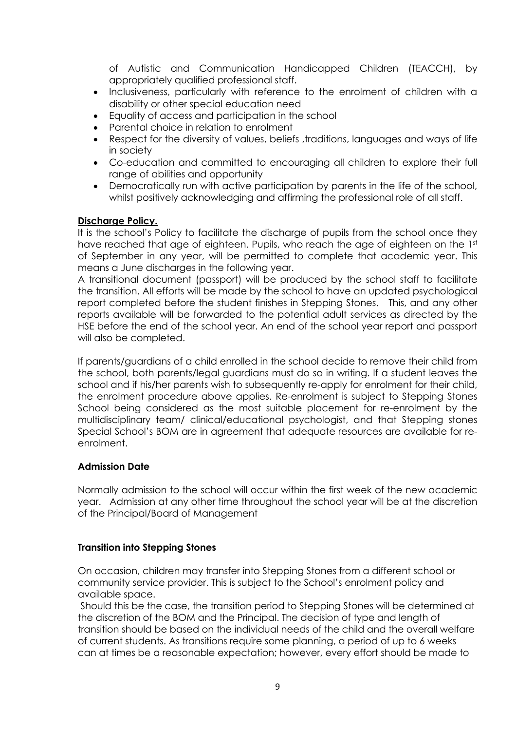of Autistic and Communication Handicapped Children (TEACCH), by appropriately qualified professional staff.

- Inclusiveness, particularly with reference to the enrolment of children with a disability or other special education need
- Equality of access and participation in the school
- Parental choice in relation to enrolment
- Respect for the diversity of values, beliefs ,traditions, languages and ways of life in society
- Co-education and committed to encouraging all children to explore their full range of abilities and opportunity
- Democratically run with active participation by parents in the life of the school, whilst positively acknowledging and affirming the professional role of all staff.

**Discharge Policy.**

It is the school's Policy to facilitate the discharge of pupils from the school once they have reached that age of eighteen. Pupils, who reach the age of eighteen on the 1st of September in any year, will be permitted to complete that academic year. This means a June discharges in the following year.

A transitional document (passport) will be produced by the school staff to facilitate the transition. All efforts will be made by the school to have an updated psychological report completed before the student finishes in Stepping Stones. This, and any other reports available will be forwarded to the potential adult services as directed by the HSE before the end of the school year. An end of the school year report and passport will also be completed.

If parents/guardians of a child enrolled in the school decide to remove their child from the school, both parents/legal guardians must do so in writing. If a student leaves the school and if his/her parents wish to subsequently re-apply for enrolment for their child, the enrolment procedure above applies. Re-enrolment is subject to Stepping Stones School being considered as the most suitable placement for re-enrolment by the multidisciplinary team/ clinical/educational psychologist, and that Stepping stones Special School's BOM are in agreement that adequate resources are available for re-enrolment.

**Admission Date**

Normally admission to the school will occur within the first week of the new academic year. Admission at any other time throughout the school year will be at the discretion of the Principal/Board of Management

**Transition into Stepping Stones**

On occasion, children may transfer into Stepping Stones from a different school or community service provider. This is subject to the School's enrolment policy and available space.

Should this be the case, the transition period to Stepping Stones will be determined at the discretion of the BOM and the Principal. The decision of type and length of transition should be based on the individual needs of the child and the overall welfare of current students. As transitions require some planning, a period of up to 6 weeks can at times be a reasonable expectation; however, every effort should be made to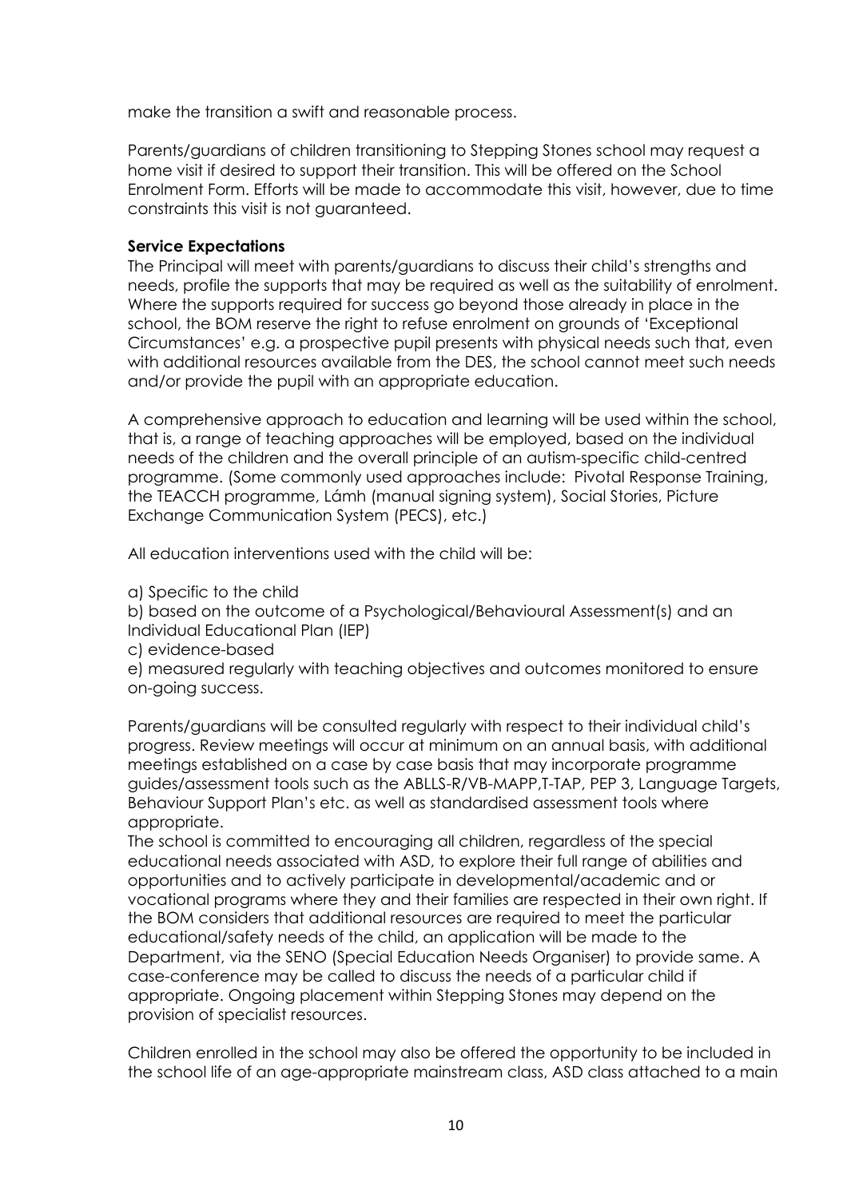make the transition a swift and reasonable process.

Parents/guardians of children transitioning to Stepping Stones school may request a home visit if desired to support their transition. This will be offered on the School Enrolment Form. Efforts will be made to accommodate this visit, however, due to time constraints this visit is not guaranteed.

**Service Expectations**

The Principal will meet with parents/guardians to discuss their child's strengths and needs, profile the supports that may be required as well as the suitability of enrolment. Where the supports required for success go beyond those already in place in the school, the BOM reserve the right to refuse enrolment on grounds of 'Exceptional Circumstances' e.g. a prospective pupil presents with physical needs such that, even with additional resources available from the DES, the school cannot meet such needs and/or provide the pupil with an appropriate education.

A comprehensive approach to education and learning will be used within the school, that is, a range of teaching approaches will be employed, based on the individual needs of the children and the overall principle of an autism-specific child-centred programme. (Some commonly used approaches include: Pivotal Response Training, the TEACCH programme, Lámh (manual signing system), Social Stories, Picture Exchange Communication System (PECS), etc.)

All education interventions used with the child will be:

a) Specific to the child
b) based on the outcome of a Psychological/Behavioural Assessment(s) and an Individual Educational Plan (IEP)
c) evidence-based
e) measured regularly with teaching objectives and outcomes monitored to ensure on-going success.

Parents/guardians will be consulted regularly with respect to their individual child's progress. Review meetings will occur at minimum on an annual basis, with additional meetings established on a case by case basis that may incorporate programme guides/assessment tools such as the ABLLS-R/VB-MAPP,T-TAP, PEP 3, Language Targets, Behaviour Support Plan's etc. as well as standardised assessment tools where appropriate.

The school is committed to encouraging all children, regardless of the special educational needs associated with ASD, to explore their full range of abilities and opportunities and to actively participate in developmental/academic and or vocational programs where they and their families are respected in their own right. If the BOM considers that additional resources are required to meet the particular educational/safety needs of the child, an application will be made to the Department, via the SENO (Special Education Needs Organiser) to provide same. A case-conference may be called to discuss the needs of a particular child if appropriate. Ongoing placement within Stepping Stones may depend on the provision of specialist resources.

Children enrolled in the school may also be offered the opportunity to be included in the school life of an age-appropriate mainstream class, ASD class attached to a main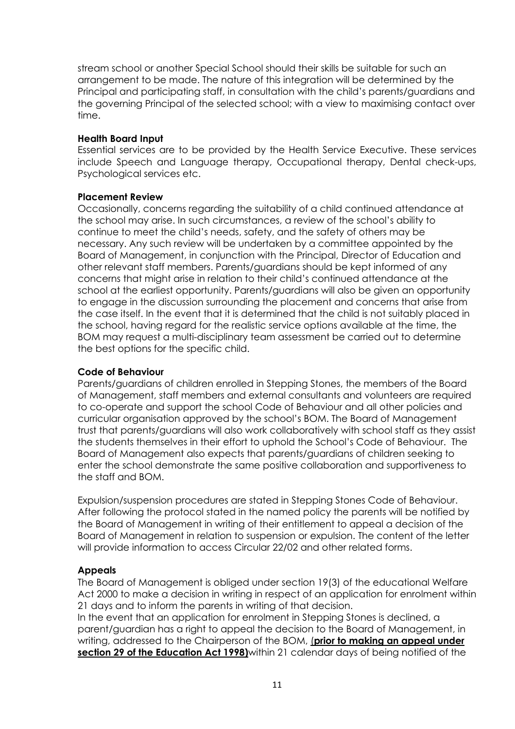stream school or another Special School should their skills be suitable for such an arrangement to be made. The nature of this integration will be determined by the Principal and participating staff, in consultation with the child's parents/guardians and the governing Principal of the selected school; with a view to maximising contact over time.

**Health Board Input**

Essential services are to be provided by the Health Service Executive. These services include Speech and Language therapy, Occupational therapy, Dental check-ups, Psychological services etc.

**Placement Review**

Occasionally, concerns regarding the suitability of a child continued attendance at the school may arise. In such circumstances, a review of the school's ability to continue to meet the child's needs, safety, and the safety of others may be necessary. Any such review will be undertaken by a committee appointed by the Board of Management, in conjunction with the Principal, Director of Education and other relevant staff members. Parents/guardians should be kept informed of any concerns that might arise in relation to their child's continued attendance at the school at the earliest opportunity. Parents/guardians will also be given an opportunity to engage in the discussion surrounding the placement and concerns that arise from the case itself. In the event that it is determined that the child is not suitably placed in the school, having regard for the realistic service options available at the time, the BOM may request a multi-disciplinary team assessment be carried out to determine the best options for the specific child.

**Code of Behaviour**

Parents/guardians of children enrolled in Stepping Stones, the members of the Board of Management, staff members and external consultants and volunteers are required to co-operate and support the school Code of Behaviour and all other policies and curricular organisation approved by the school's BOM. The Board of Management trust that parents/guardians will also work collaboratively with school staff as they assist the students themselves in their effort to uphold the School's Code of Behaviour. The Board of Management also expects that parents/guardians of children seeking to enter the school demonstrate the same positive collaboration and supportiveness to the staff and BOM.

Expulsion/suspension procedures are stated in Stepping Stones Code of Behaviour. After following the protocol stated in the named policy the parents will be notified by the Board of Management in writing of their entitlement to appeal a decision of the Board of Management in relation to suspension or expulsion. The content of the letter will provide information to access Circular 22/02 and other related forms.

**Appeals**

The Board of Management is obliged under section 19(3) of the educational Welfare Act 2000 to make a decision in writing in respect of an application for enrolment within 21 days and to inform the parents in writing of that decision.

In the event that an application for enrolment in Stepping Stones is declined, a parent/guardian has a right to appeal the decision to the Board of Management, in writing, addressed to the Chairperson of the BOM, **(prior to making an appeal under section 29 of the Education Act 1998)**within 21 calendar days of being notified of the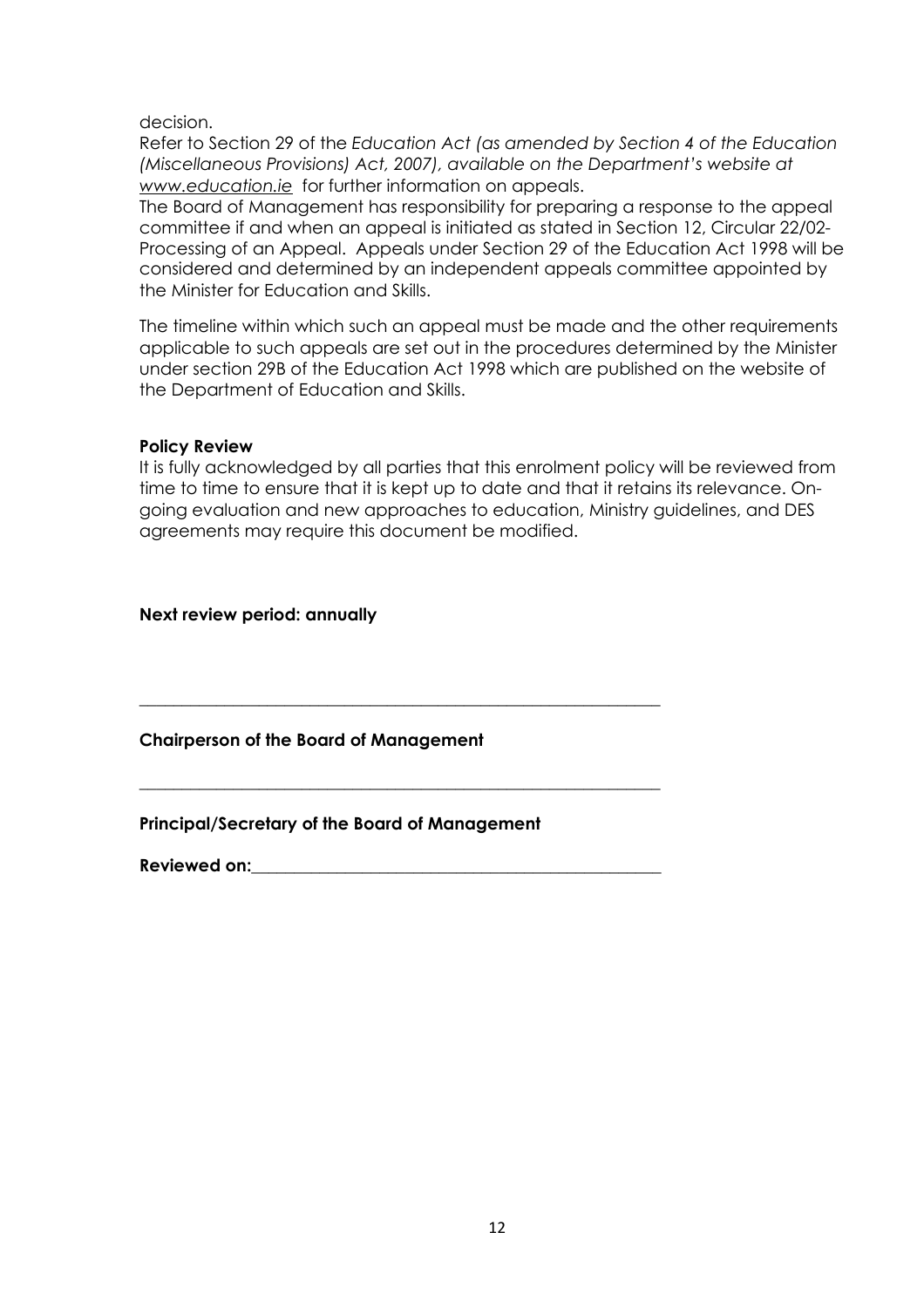decision.

Refer to Section 29 of the *Education Act (as amended by Section 4 of the Education (Miscellaneous Provisions) Act, 2007), available on the Department's website at* [www.education.ie](http://www.education.ie) for further information on appeals.

The Board of Management has responsibility for preparing a response to the appeal committee if and when an appeal is initiated as stated in Section 12, Circular 22/02- Processing of an Appeal. Appeals under Section 29 of the Education Act 1998 will be considered and determined by an independent appeals committee appointed by the Minister for Education and Skills.

The timeline within which such an appeal must be made and the other requirements applicable to such appeals are set out in the procedures determined by the Minister under section 29B of the Education Act 1998 which are published on the website of the Department of Education and Skills.

**Policy Review**

It is fully acknowledged by all parties that this enrolment policy will be reviewed from time to time to ensure that it is kept up to date and that it retains its relevance. On-going evaluation and new approaches to education, Ministry guidelines, and DES agreements may require this document be modified.

**Next review period: annually**

_______________________________________________

**Chairperson of the Board of Management**

_______________________________________________

**Principal/Secretary of the Board of Management**

**Reviewed on:**_____________________________________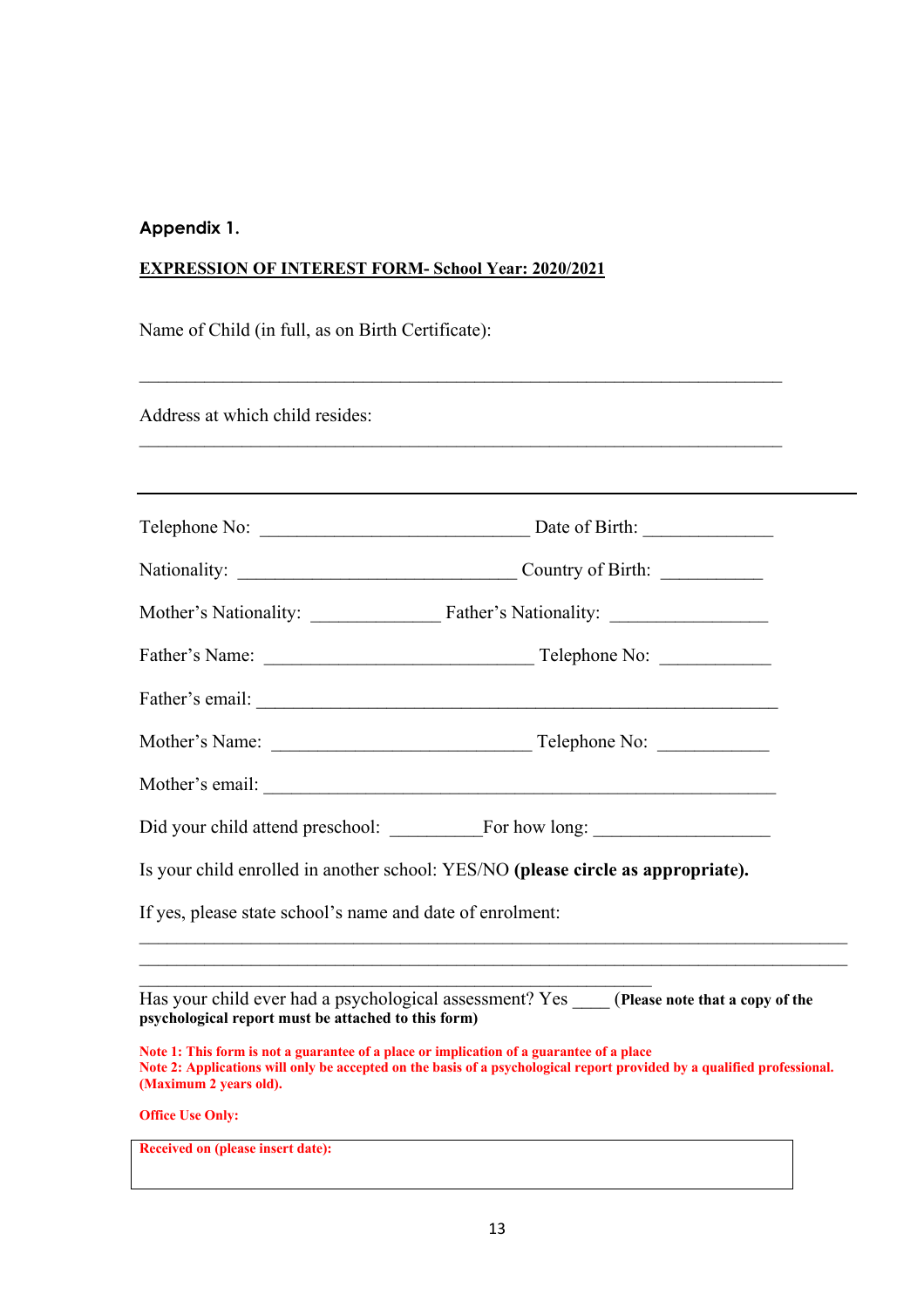**Appendix 1.**

**EXPRESSION OF INTEREST FORM- School Year: 2020/2021**

Name of Child (in full, as on Birth Certificate):

_______________________________________________________________________

Address at which child resides:

_______________________________________________________________________

_______________________________________________________________________

Telephone No: _____________________________ Date of Birth: ______________

Nationality: ______________________________ Country of Birth: ___________

Mother's Nationality: ______________ Father's Nationality: _________________

Father's Name: _____________________________ Telephone No: ____________

Father's email: _________________________________________________________

Mother's Name: ____________________________ Telephone No: ____________

Mother's email: _________________________________________________________

Did your child attend preschool: __________For how long: ___________________

Is your child enrolled in another school: YES/NO **(please circle as appropriate).**

If yes, please state school's name and date of enrolment:

_______________________________________________________________________

_______________________________________________________________________

________________________________________________________

Has your child ever had a psychological assessment? Yes ____ **(Please note that a copy of the psychological report must be attached to this form)**

**Note 1: This form is not a guarantee of a place or implication of a guarantee of a place**
**Note 2: Applications will only be accepted on the basis of a psychological report provided by a qualified professional. (Maximum 2 years old).**

**Office Use Only:**

| **Received on (please insert date):** |
|---|
| |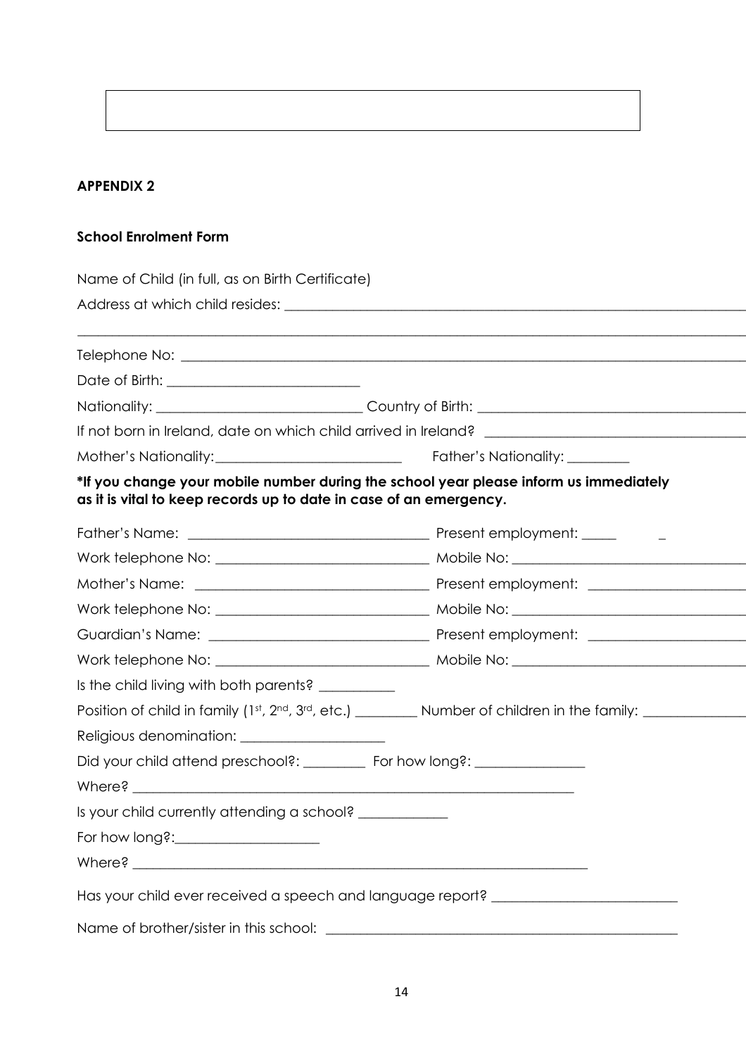**APPENDIX 2**

**School Enrolment Form**

Name of Child (in full, as on Birth Certificate)

Address at which child resides: ______________________________________________

______________________________________________________________________

Telephone No: ______________________________________________________

Date of Birth: ___________________________

Nationality: ____________________________ Country of Birth: ______________________________

If not born in Ireland, date on which child arrived in Ireland? ____________________________

Mother's Nationality:___________________________ Father's Nationality: _________

***If you change your mobile number during the school year please inform us immediately as it is vital to keep records up to date in case of an emergency.**

Father's Name: ________________________________ Present employment: _____ _

Work telephone No: ____________________________ Mobile No: ___________________________

Mother's Name: ________________________________ Present employment: ___________________

Work telephone No: ____________________________ Mobile No: ___________________________

Guardian's Name: ______________________________ Present employment: ___________________

Work telephone No: ____________________________ Mobile No: ___________________________

Is the child living with both parents? ___________

Position of child in family (1st, 2nd, 3rd, etc.) _________ Number of children in the family: ______________

Religious denomination: ____________________

Did your child attend preschool?: _________ For how long?: ________________

Where? ________________________________________________________________

Is your child currently attending a school? _____________

For how long?:_____________________

Where? __________________________________________________________________

Has your child ever received a speech and language report? __________________________

Name of brother/sister in this school: ____________________________________________________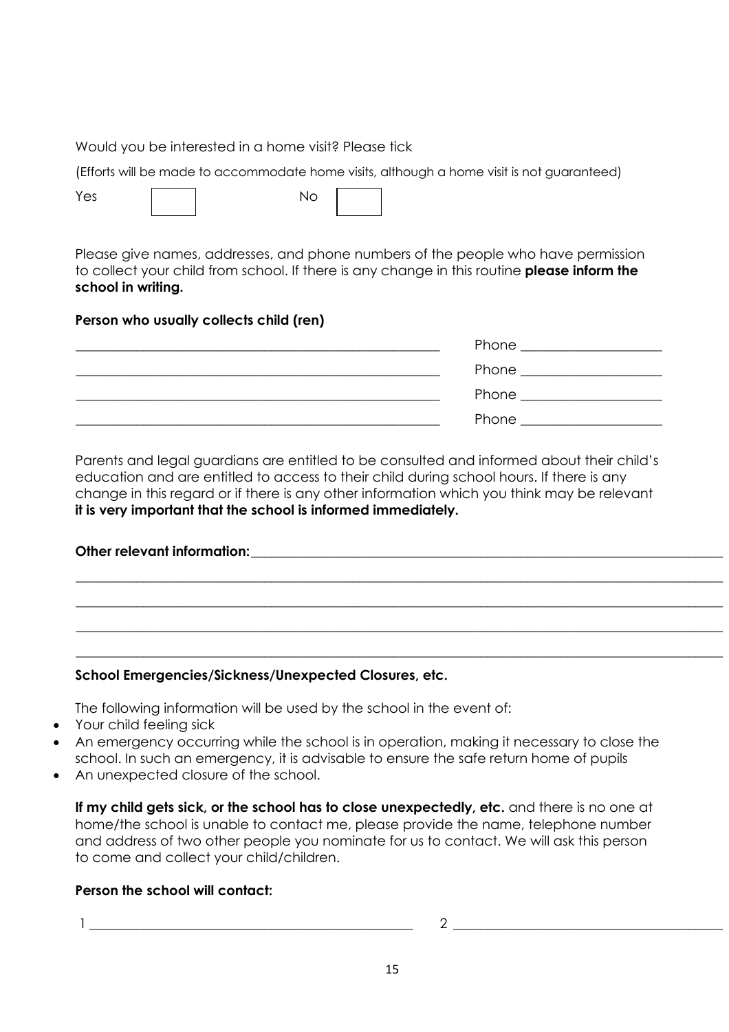Would you be interested in a home visit? Please tick

(Efforts will be made to accommodate home visits, although a home visit is not guaranteed)

Yes ☐ No ☐

Please give names, addresses, and phone numbers of the people who have permission to collect your child from school. If there is any change in this routine **please inform the school in writing.**

**Person who usually collects child (ren)**

______________________________________________ Phone ____________________

______________________________________________ Phone ____________________

______________________________________________ Phone ____________________

______________________________________________ Phone ____________________

Parents and legal guardians are entitled to be consulted and informed about their child's education and are entitled to access to their child during school hours. If there is any change in this regard or if there is any other information which you think may be relevant **it is very important that the school is informed immediately.**

**Other relevant information:**________________________________________________________________

______________________________________________________________________________________

______________________________________________________________________________________

______________________________________________________________________________________

______________________________________________________________________________________

**School Emergencies/Sickness/Unexpected Closures, etc.**

The following information will be used by the school in the event of:

- Your child feeling sick
- An emergency occurring while the school is in operation, making it necessary to close the school. In such an emergency, it is advisable to ensure the safe return home of pupils
- An unexpected closure of the school.

**If my child gets sick, or the school has to close unexpectedly, etc.** and there is no one at home/the school is unable to contact me, please provide the name, telephone number and address of two other people you nominate for us to contact. We will ask this person to come and collect your child/children.

**Person the school will contact:**

1 ________________________________________ 2 ________________________________________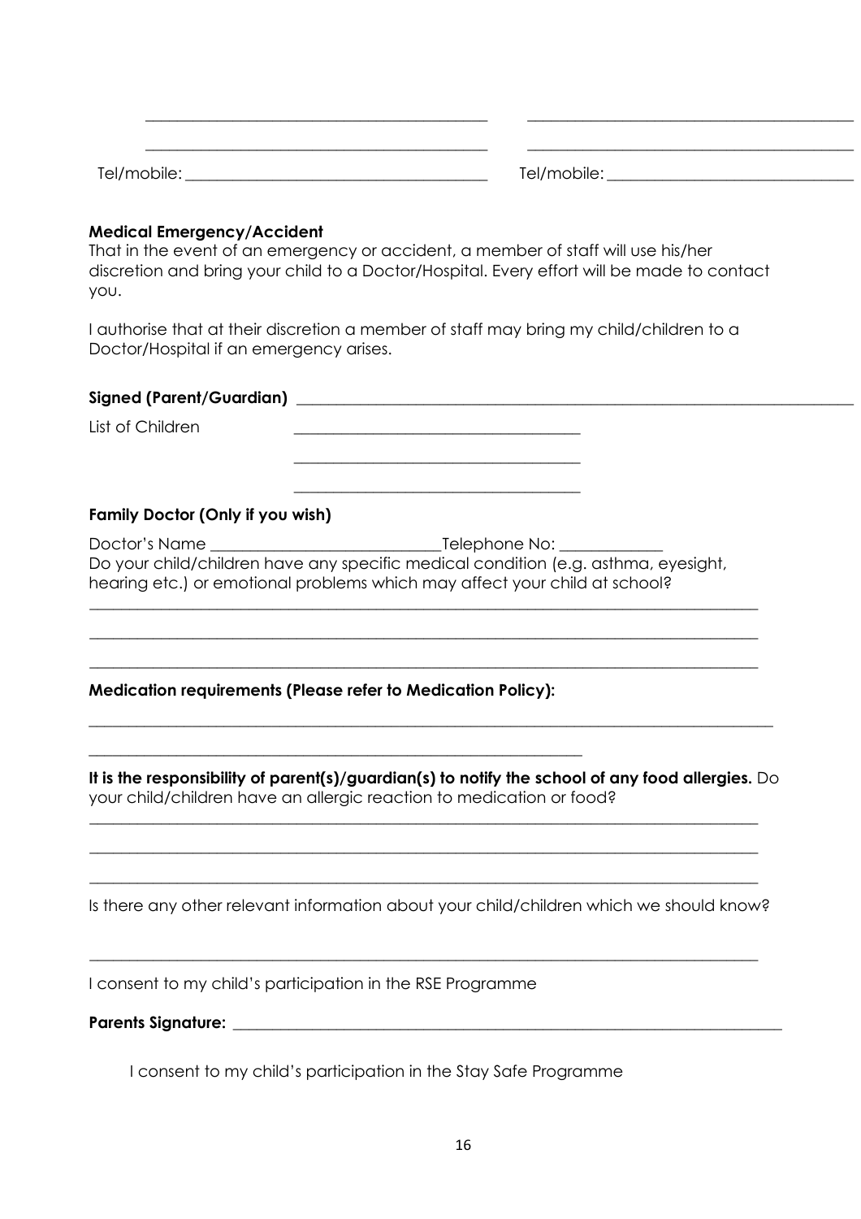\_\_\_\_\_\_\_\_\_\_\_\_\_\_\_\_\_\_\_\_\_\_\_\_\_\_\_\_\_\_\_\_\_\_\_\_\_\_\_\_ \_\_\_\_\_\_\_\_\_\_\_\_\_\_\_\_\_\_\_\_\_\_\_\_\_\_\_\_\_\_\_\_\_\_\_\_\_\_\_\_

\_\_\_\_\_\_\_\_\_\_\_\_\_\_\_\_\_\_\_\_\_\_\_\_\_\_\_\_\_\_\_\_\_\_\_\_\_\_\_\_ \_\_\_\_\_\_\_\_\_\_\_\_\_\_\_\_\_\_\_\_\_\_\_\_\_\_\_\_\_\_\_\_\_\_\_\_\_\_\_\_

Tel/mobile: \_\_\_\_\_\_\_\_\_\_\_\_\_\_\_\_\_\_\_\_\_\_\_\_\_\_\_\_\_\_\_\_\_\_\_\_ Tel/mobile: \_\_\_\_\_\_\_\_\_\_\_\_\_\_\_\_\_\_\_\_\_\_\_\_\_\_\_\_\_\_

**Medical Emergency/Accident**

That in the event of an emergency or accident, a member of staff will use his/her discretion and bring your child to a Doctor/Hospital. Every effort will be made to contact you.

I authorise that at their discretion a member of staff may bring my child/children to a Doctor/Hospital if an emergency arises.

**Signed (Parent/Guardian)** \_\_\_\_\_\_\_\_\_\_\_\_\_\_\_\_\_\_\_\_\_\_\_\_\_\_\_\_\_\_\_\_\_\_\_\_\_\_\_\_\_\_\_\_\_\_\_\_\_\_\_\_\_\_\_\_\_\_\_\_\_\_\_\_

List of Children \_\_\_\_\_\_\_\_\_\_\_\_\_\_\_\_\_\_\_\_\_\_\_\_\_\_\_\_\_\_\_\_\_\_\_

\_\_\_\_\_\_\_\_\_\_\_\_\_\_\_\_\_\_\_\_\_\_\_\_\_\_\_\_\_\_\_\_\_\_\_

\_\_\_\_\_\_\_\_\_\_\_\_\_\_\_\_\_\_\_\_\_\_\_\_\_\_\_\_\_\_\_\_\_\_\_

**Family Doctor (Only if you wish)**

Doctor's Name \_\_\_\_\_\_\_\_\_\_\_\_\_\_\_\_\_\_\_\_\_\_\_\_\_\_\_\_\_Telephone No: \_\_\_\_\_\_\_\_\_\_\_\_\_

Do your child/children have any specific medical condition (e.g. asthma, eyesight, hearing etc.) or emotional problems which may affect your child at school?

\_\_\_\_\_\_\_\_\_\_\_\_\_\_\_\_\_\_\_\_\_\_\_\_\_\_\_\_\_\_\_\_\_\_\_\_\_\_\_\_\_\_\_\_\_\_\_\_\_\_\_\_\_\_\_\_\_\_\_\_\_\_\_\_\_\_\_\_\_\_\_\_\_\_\_\_\_\_\_\_\_\_\_

\_\_\_\_\_\_\_\_\_\_\_\_\_\_\_\_\_\_\_\_\_\_\_\_\_\_\_\_\_\_\_\_\_\_\_\_\_\_\_\_\_\_\_\_\_\_\_\_\_\_\_\_\_\_\_\_\_\_\_\_\_\_\_\_\_\_\_\_\_\_\_\_\_\_\_\_\_\_\_\_\_\_\_

\_\_\_\_\_\_\_\_\_\_\_\_\_\_\_\_\_\_\_\_\_\_\_\_\_\_\_\_\_\_\_\_\_\_\_\_\_\_\_\_\_\_\_\_\_\_\_\_\_\_\_\_\_\_\_\_\_\_\_\_\_\_\_\_\_\_\_\_\_\_\_\_\_\_\_\_\_\_\_\_\_\_\_

**Medication requirements (Please refer to Medication Policy):**

\_\_\_\_\_\_\_\_\_\_\_\_\_\_\_\_\_\_\_\_\_\_\_\_\_\_\_\_\_\_\_\_\_\_\_\_\_\_\_\_\_\_\_\_\_\_\_\_\_\_\_\_\_\_\_\_\_\_\_\_\_\_\_\_\_\_\_\_\_\_\_\_\_\_\_\_\_\_\_\_\_\_\_\_

\_\_\_\_\_\_\_\_\_\_\_\_\_\_\_\_\_\_\_\_\_\_\_\_\_\_\_\_\_\_\_\_\_\_\_\_\_\_\_\_\_\_\_\_\_\_\_\_\_\_\_\_\_\_\_\_\_\_\_\_\_\_

**It is the responsibility of parent(s)/guardian(s) to notify the school of any food allergies.** Do your child/children have an allergic reaction to medication or food?

\_\_\_\_\_\_\_\_\_\_\_\_\_\_\_\_\_\_\_\_\_\_\_\_\_\_\_\_\_\_\_\_\_\_\_\_\_\_\_\_\_\_\_\_\_\_\_\_\_\_\_\_\_\_\_\_\_\_\_\_\_\_\_\_\_\_\_\_\_\_\_\_\_\_\_\_\_\_\_\_\_\_\_

\_\_\_\_\_\_\_\_\_\_\_\_\_\_\_\_\_\_\_\_\_\_\_\_\_\_\_\_\_\_\_\_\_\_\_\_\_\_\_\_\_\_\_\_\_\_\_\_\_\_\_\_\_\_\_\_\_\_\_\_\_\_\_\_\_\_\_\_\_\_\_\_\_\_\_\_\_\_\_\_\_\_\_

\_\_\_\_\_\_\_\_\_\_\_\_\_\_\_\_\_\_\_\_\_\_\_\_\_\_\_\_\_\_\_\_\_\_\_\_\_\_\_\_\_\_\_\_\_\_\_\_\_\_\_\_\_\_\_\_\_\_\_\_\_\_\_\_\_\_\_\_\_\_\_\_\_\_\_\_\_\_\_\_\_\_\_

Is there any other relevant information about your child/children which we should know?

\_\_\_\_\_\_\_\_\_\_\_\_\_\_\_\_\_\_\_\_\_\_\_\_\_\_\_\_\_\_\_\_\_\_\_\_\_\_\_\_\_\_\_\_\_\_\_\_\_\_\_\_\_\_\_\_\_\_\_\_\_\_\_\_\_\_\_\_\_\_\_\_\_\_\_\_\_\_\_\_\_\_\_

I consent to my child's participation in the RSE Programme

**Parents Signature:** \_\_\_\_\_\_\_\_\_\_\_\_\_\_\_\_\_\_\_\_\_\_\_\_\_\_\_\_\_\_\_\_\_\_\_\_\_\_\_\_\_\_\_\_\_\_\_\_\_\_\_\_\_\_\_\_\_\_\_\_\_\_\_\_\_\_\_\_

I consent to my child's participation in the Stay Safe Programme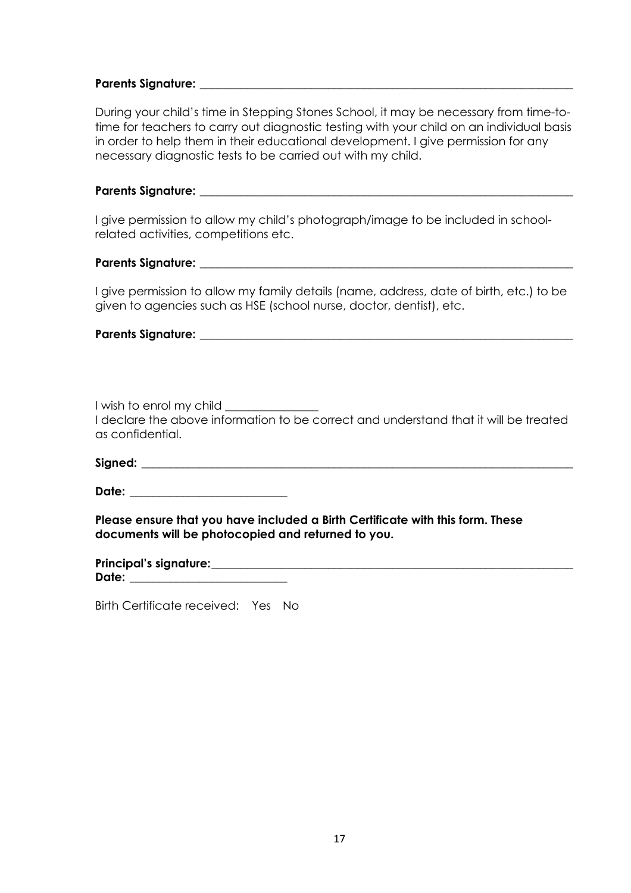**Parents Signature:** ___________________________________________________________

During your child's time in Stepping Stones School, it may be necessary from time-to-time for teachers to carry out diagnostic testing with your child on an individual basis in order to help them in their educational development. I give permission for any necessary diagnostic tests to be carried out with my child.

**Parents Signature:** ___________________________________________________________

I give permission to allow my child's photograph/image to be included in school-related activities, competitions etc.

**Parents Signature:** ___________________________________________________________

I give permission to allow my family details (name, address, date of birth, etc.) to be given to agencies such as HSE (school nurse, doctor, dentist), etc.

**Parents Signature:** ___________________________________________________________

I wish to enrol my child _______________

I declare the above information to be correct and understand that it will be treated as confidential.

**Signed:** ___________________________________________________________________

**Date:** _________________________

**Please ensure that you have included a Birth Certificate with this form. These documents will be photocopied and returned to you.**

**Principal's signature:**__________________________________________________________

**Date:** _________________________

Birth Certificate received: Yes No